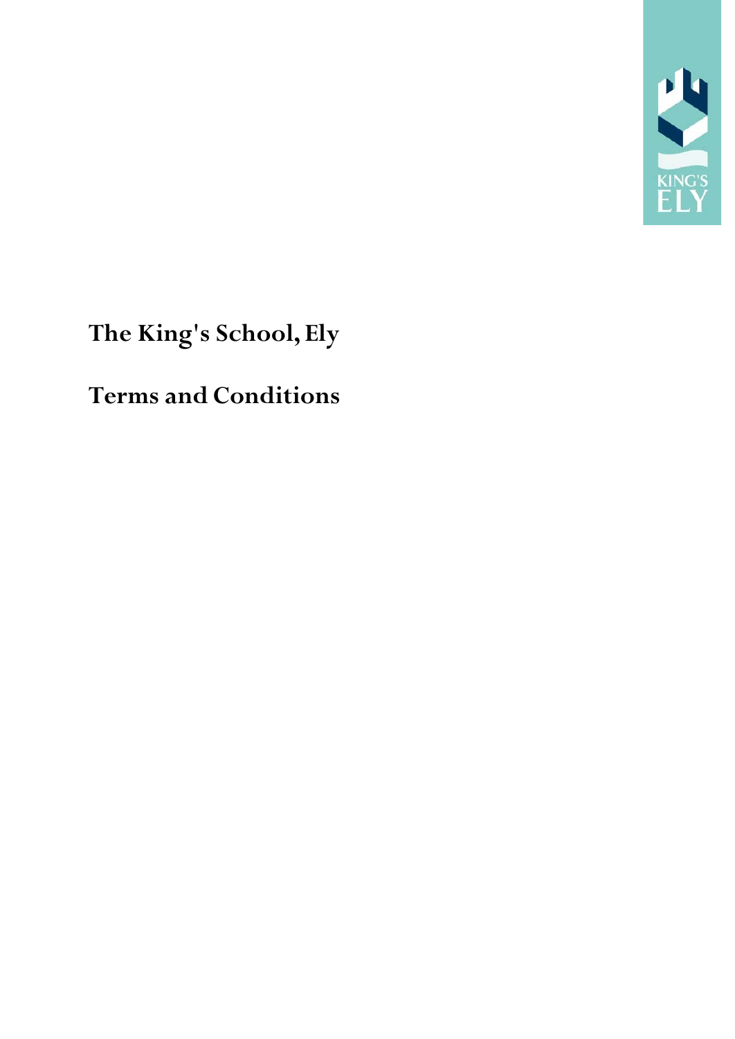# The King's School, Ely

# Terms and Conditions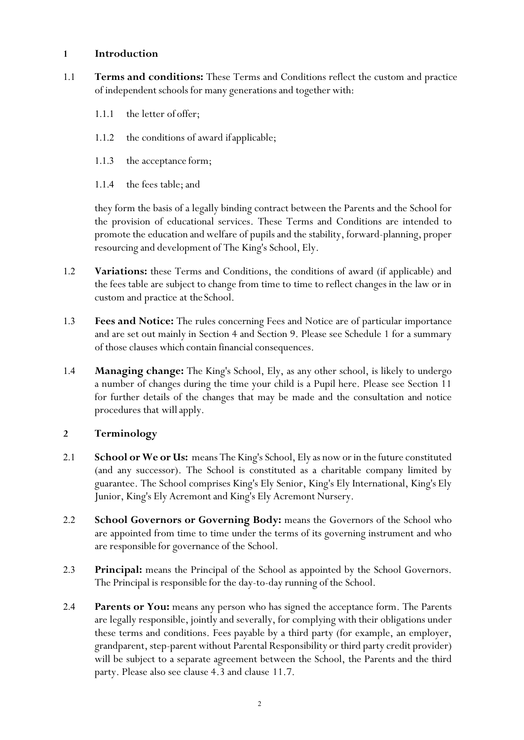## 1 Introduction

1.1 **Terms and conditions:** These Terms and Conditions reflect the custom and practice of independent schools for many generations and together with:

1.1.1 the letter of offer;

1.1.2 the conditions of award if applicable;

1.1.3 the acceptance form;

1.1.4 the fees table; and

they form the basis of a legally binding contract between the Parents and the School for the provision of educational services. These Terms and Conditions are intended to promote the education and welfare of pupils and the stability, forward-planning, proper resourcing and development of The King's School, Ely.

1.2 **Variations:** these Terms and Conditions, the conditions of award (if applicable) and the fees table are subject to change from time to time to reflect changes in the law or in custom and practice at the School.

1.3 **Fees and Notice:** The rules concerning Fees and Notice are of particular importance and are set out mainly in Section 4 and Section 9. Please see Schedule 1 for a summary of those clauses which contain financial consequences.

1.4 **Managing change:** The King's School, Ely, as any other school, is likely to undergo a number of changes during the time your child is a Pupil here. Please see Section 11 for further details of the changes that may be made and the consultation and notice procedures that will apply.

## 2 Terminology

2.1 **School or We or Us:** means The King's School, Ely as now or in the future constituted (and any successor). The School is constituted as a charitable company limited by guarantee. The School comprises King's Ely Senior, King's Ely International, King's Ely Junior, King's Ely Acremont and King's Ely Acremont Nursery.

2.2 **School Governors or Governing Body:** means the Governors of the School who are appointed from time to time under the terms of its governing instrument and who are responsible for governance of the School.

2.3 **Principal:** means the Principal of the School as appointed by the School Governors. The Principal is responsible for the day-to-day running of the School.

2.4 **Parents or You:** means any person who has signed the acceptance form. The Parents are legally responsible, jointly and severally, for complying with their obligations under these terms and conditions. Fees payable by a third party (for example, an employer, grandparent, step-parent without Parental Responsibility or third party credit provider) will be subject to a separate agreement between the School, the Parents and the third party. Please also see clause 4.3 and clause 11.7.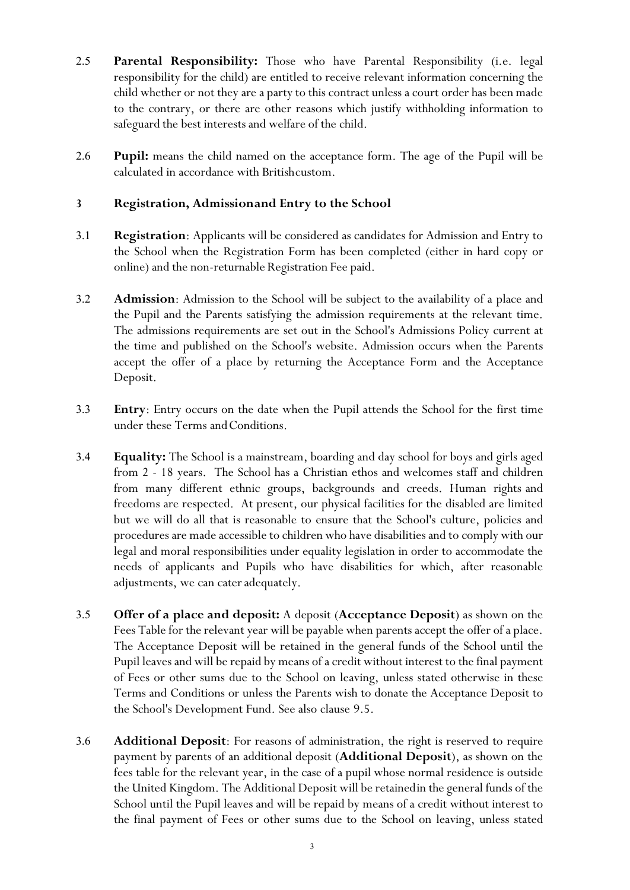2.5 **Parental Responsibility:** Those who have Parental Responsibility (i.e. legal responsibility for the child) are entitled to receive relevant information concerning the child whether or not they are a party to this contract unless a court order has been made to the contrary, or there are other reasons which justify withholding information to safeguard the best interests and welfare of the child.

2.6 **Pupil:** means the child named on the acceptance form. The age of the Pupil will be calculated in accordance with British custom.

## 3 Registration, Admission and Entry to the School

3.1 **Registration**: Applicants will be considered as candidates for Admission and Entry to the School when the Registration Form has been completed (either in hard copy or online) and the non-returnable Registration Fee paid.

3.2 **Admission**: Admission to the School will be subject to the availability of a place and the Pupil and the Parents satisfying the admission requirements at the relevant time. The admissions requirements are set out in the School's Admissions Policy current at the time and published on the School's website. Admission occurs when the Parents accept the offer of a place by returning the Acceptance Form and the Acceptance Deposit.

3.3 **Entry**: Entry occurs on the date when the Pupil attends the School for the first time under these Terms and Conditions.

3.4 **Equality:** The School is a mainstream, boarding and day school for boys and girls aged from 2 - 18 years. The School has a Christian ethos and welcomes staff and children from many different ethnic groups, backgrounds and creeds. Human rights and freedoms are respected. At present, our physical facilities for the disabled are limited but we will do all that is reasonable to ensure that the School's culture, policies and procedures are made accessible to children who have disabilities and to comply with our legal and moral responsibilities under equality legislation in order to accommodate the needs of applicants and Pupils who have disabilities for which, after reasonable adjustments, we can cater adequately.

3.5 **Offer of a place and deposit:** A deposit (**Acceptance Deposit**) as shown on the Fees Table for the relevant year will be payable when parents accept the offer of a place. The Acceptance Deposit will be retained in the general funds of the School until the Pupil leaves and will be repaid by means of a credit without interest to the final payment of Fees or other sums due to the School on leaving, unless stated otherwise in these Terms and Conditions or unless the Parents wish to donate the Acceptance Deposit to the School's Development Fund. See also clause 9.5.

3.6 **Additional Deposit**: For reasons of administration, the right is reserved to require payment by parents of an additional deposit (**Additional Deposit**), as shown on the fees table for the relevant year, in the case of a pupil whose normal residence is outside the United Kingdom. The Additional Deposit will be retained in the general funds of the School until the Pupil leaves and will be repaid by means of a credit without interest to the final payment of Fees or other sums due to the School on leaving, unless stated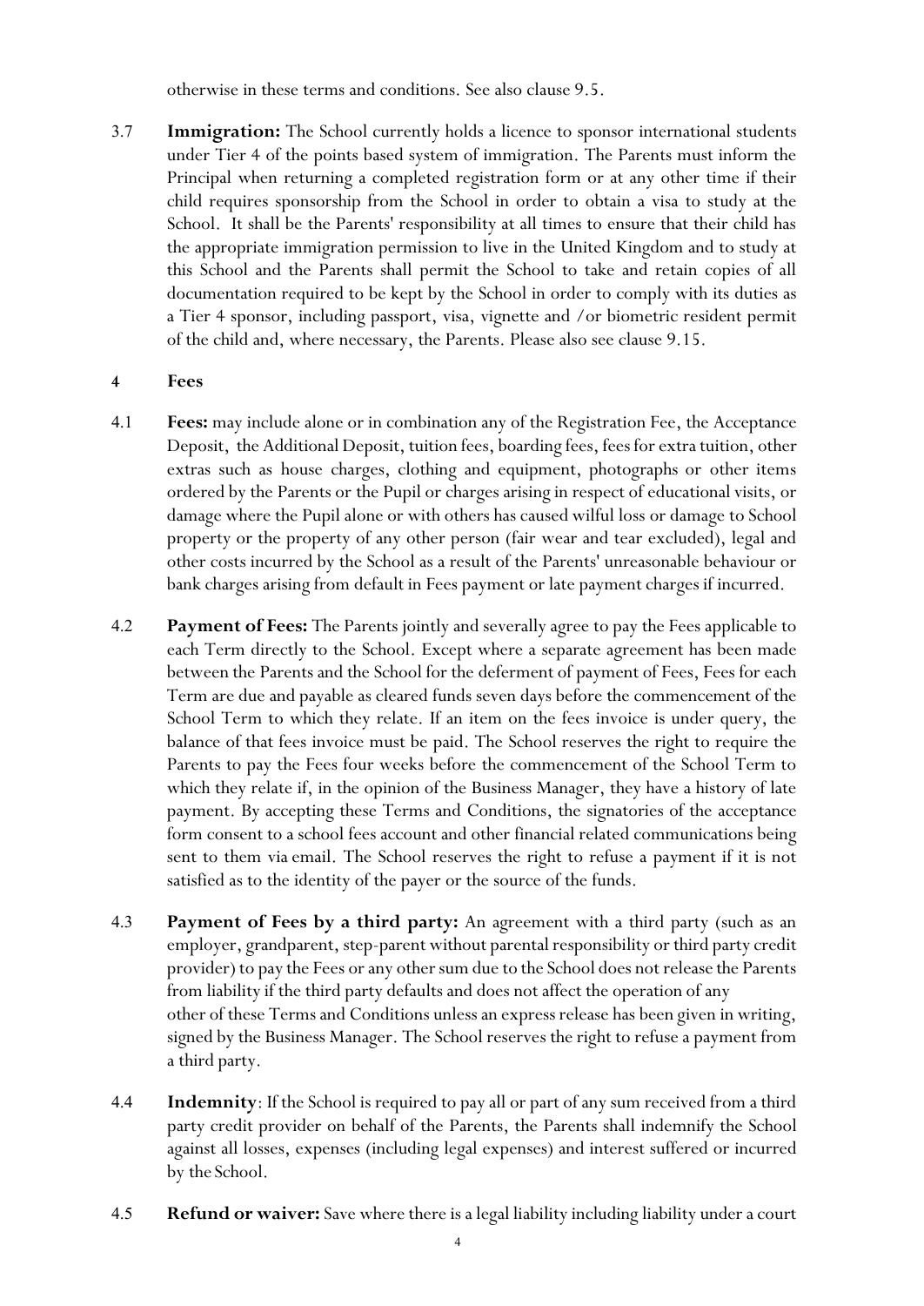otherwise in these terms and conditions. See also clause 9.5.

3.7 **Immigration:** The School currently holds a licence to sponsor international students under Tier 4 of the points based system of immigration. The Parents must inform the Principal when returning a completed registration form or at any other time if their child requires sponsorship from the School in order to obtain a visa to study at the School. It shall be the Parents' responsibility at all times to ensure that their child has the appropriate immigration permission to live in the United Kingdom and to study at this School and the Parents shall permit the School to take and retain copies of all documentation required to be kept by the School in order to comply with its duties as a Tier 4 sponsor, including passport, visa, vignette and /or biometric resident permit of the child and, where necessary, the Parents. Please also see clause 9.15.

## 4 Fees

4.1 **Fees:** may include alone or in combination any of the Registration Fee, the Acceptance Deposit, the Additional Deposit, tuition fees, boarding fees, fees for extra tuition, other extras such as house charges, clothing and equipment, photographs or other items ordered by the Parents or the Pupil or charges arising in respect of educational visits, or damage where the Pupil alone or with others has caused wilful loss or damage to School property or the property of any other person (fair wear and tear excluded), legal and other costs incurred by the School as a result of the Parents' unreasonable behaviour or bank charges arising from default in Fees payment or late payment charges if incurred.

4.2 **Payment of Fees:** The Parents jointly and severally agree to pay the Fees applicable to each Term directly to the School. Except where a separate agreement has been made between the Parents and the School for the deferment of payment of Fees, Fees for each Term are due and payable as cleared funds seven days before the commencement of the School Term to which they relate. If an item on the fees invoice is under query, the balance of that fees invoice must be paid. The School reserves the right to require the Parents to pay the Fees four weeks before the commencement of the School Term to which they relate if, in the opinion of the Business Manager, they have a history of late payment. By accepting these Terms and Conditions, the signatories of the acceptance form consent to a school fees account and other financial related communications being sent to them via email. The School reserves the right to refuse a payment if it is not satisfied as to the identity of the payer or the source of the funds.

4.3 **Payment of Fees by a third party:** An agreement with a third party (such as an employer, grandparent, step-parent without parental responsibility or third party credit provider) to pay the Fees or any other sum due to the School does not release the Parents from liability if the third party defaults and does not affect the operation of any other of these Terms and Conditions unless an express release has been given in writing, signed by the Business Manager. The School reserves the right to refuse a payment from a third party.

4.4 **Indemnity**: If the School is required to pay all or part of any sum received from a third party credit provider on behalf of the Parents, the Parents shall indemnify the School against all losses, expenses (including legal expenses) and interest suffered or incurred by the School.

4.5 **Refund or waiver:** Save where there is a legal liability including liability under a court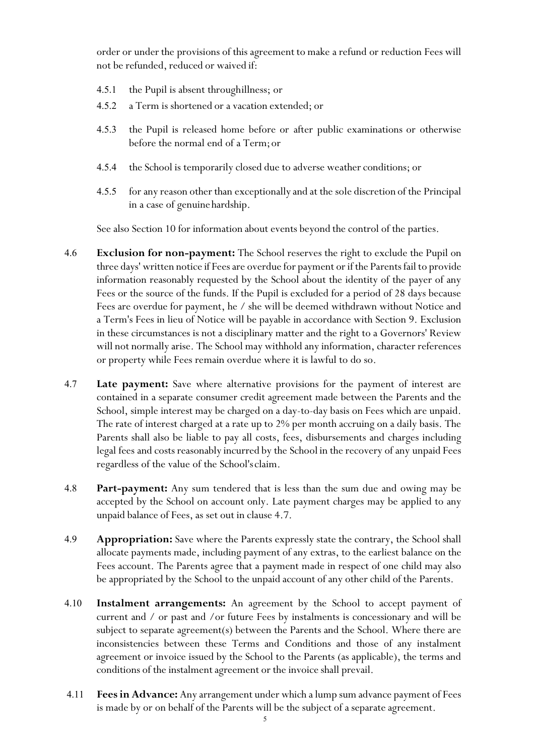order or under the provisions of this agreement to make a refund or reduction Fees will not be refunded, reduced or waived if:

4.5.1 the Pupil is absent throughillness; or

4.5.2 a Term is shortened or a vacation extended; or

4.5.3 the Pupil is released home before or after public examinations or otherwise before the normal end of a Term; or

4.5.4 the School is temporarily closed due to adverse weather conditions; or

4.5.5 for any reason other than exceptionally and at the sole discretion of the Principal in a case of genuine hardship.

See also Section 10 for information about events beyond the control of the parties.

4.6 **Exclusion for non-payment:** The School reserves the right to exclude the Pupil on three days' written notice if Fees are overdue for payment or if the Parents fail to provide information reasonably requested by the School about the identity of the payer of any Fees or the source of the funds. If the Pupil is excluded for a period of 28 days because Fees are overdue for payment, he / she will be deemed withdrawn without Notice and a Term's Fees in lieu of Notice will be payable in accordance with Section 9. Exclusion in these circumstances is not a disciplinary matter and the right to a Governors' Review will not normally arise. The School may withhold any information, character references or property while Fees remain overdue where it is lawful to do so.

4.7 **Late payment:** Save where alternative provisions for the payment of interest are contained in a separate consumer credit agreement made between the Parents and the School, simple interest may be charged on a day-to-day basis on Fees which are unpaid. The rate of interest charged at a rate up to 2% per month accruing on a daily basis. The Parents shall also be liable to pay all costs, fees, disbursements and charges including legal fees and costs reasonably incurred by the School in the recovery of any unpaid Fees regardless of the value of the School's claim.

4.8 **Part-payment:** Any sum tendered that is less than the sum due and owing may be accepted by the School on account only. Late payment charges may be applied to any unpaid balance of Fees, as set out in clause 4.7.

4.9 **Appropriation:** Save where the Parents expressly state the contrary, the School shall allocate payments made, including payment of any extras, to the earliest balance on the Fees account. The Parents agree that a payment made in respect of one child may also be appropriated by the School to the unpaid account of any other child of the Parents.

4.10 **Instalment arrangements:** An agreement by the School to accept payment of current and / or past and /or future Fees by instalments is concessionary and will be subject to separate agreement(s) between the Parents and the School. Where there are inconsistencies between these Terms and Conditions and those of any instalment agreement or invoice issued by the School to the Parents (as applicable), the terms and conditions of the instalment agreement or the invoice shall prevail.

4.11 **Fees in Advance:** Any arrangement under which a lump sum advance payment of Fees is made by or on behalf of the Parents will be the subject of a separate agreement.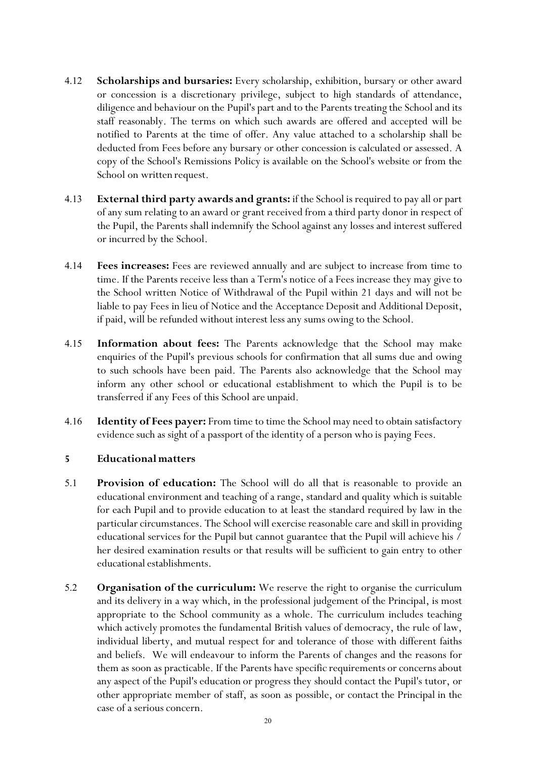4.12 **Scholarships and bursaries:** Every scholarship, exhibition, bursary or other award or concession is a discretionary privilege, subject to high standards of attendance, diligence and behaviour on the Pupil's part and to the Parents treating the School and its staff reasonably. The terms on which such awards are offered and accepted will be notified to Parents at the time of offer. Any value attached to a scholarship shall be deducted from Fees before any bursary or other concession is calculated or assessed. A copy of the School's Remissions Policy is available on the School's website or from the School on written request.

4.13 **External third party awards and grants:** if the School is required to pay all or part of any sum relating to an award or grant received from a third party donor in respect of the Pupil, the Parents shall indemnify the School against any losses and interest suffered or incurred by the School.

4.14 **Fees increases:** Fees are reviewed annually and are subject to increase from time to time. If the Parents receive less than a Term's notice of a Fees increase they may give to the School written Notice of Withdrawal of the Pupil within 21 days and will not be liable to pay Fees in lieu of Notice and the Acceptance Deposit and Additional Deposit, if paid, will be refunded without interest less any sums owing to the School.

4.15 **Information about fees:** The Parents acknowledge that the School may make enquiries of the Pupil's previous schools for confirmation that all sums due and owing to such schools have been paid. The Parents also acknowledge that the School may inform any other school or educational establishment to which the Pupil is to be transferred if any Fees of this School are unpaid.

4.16 **Identity of Fees payer:** From time to time the School may need to obtain satisfactory evidence such as sight of a passport of the identity of a person who is paying Fees.

## 5 Educational matters

5.1 **Provision of education:** The School will do all that is reasonable to provide an educational environment and teaching of a range, standard and quality which is suitable for each Pupil and to provide education to at least the standard required by law in the particular circumstances. The School will exercise reasonable care and skill in providing educational services for the Pupil but cannot guarantee that the Pupil will achieve his / her desired examination results or that results will be sufficient to gain entry to other educational establishments.

5.2 **Organisation of the curriculum:** We reserve the right to organise the curriculum and its delivery in a way which, in the professional judgement of the Principal, is most appropriate to the School community as a whole. The curriculum includes teaching which actively promotes the fundamental British values of democracy, the rule of law, individual liberty, and mutual respect for and tolerance of those with different faiths and beliefs. We will endeavour to inform the Parents of changes and the reasons for them as soon as practicable. If the Parents have specific requirements or concerns about any aspect of the Pupil's education or progress they should contact the Pupil's tutor, or other appropriate member of staff, as soon as possible, or contact the Principal in the case of a serious concern.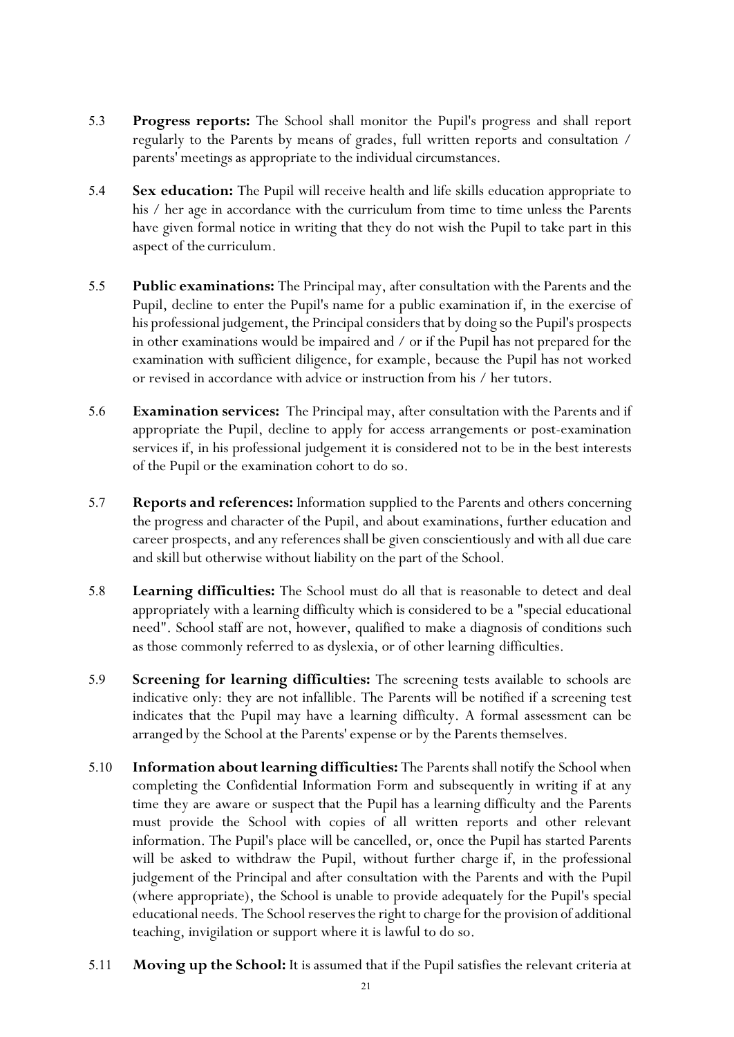5.3 **Progress reports:** The School shall monitor the Pupil's progress and shall report regularly to the Parents by means of grades, full written reports and consultation / parents' meetings as appropriate to the individual circumstances.

5.4 **Sex education:** The Pupil will receive health and life skills education appropriate to his / her age in accordance with the curriculum from time to time unless the Parents have given formal notice in writing that they do not wish the Pupil to take part in this aspect of the curriculum.

5.5 **Public examinations:** The Principal may, after consultation with the Parents and the Pupil, decline to enter the Pupil's name for a public examination if, in the exercise of his professional judgement, the Principal considers that by doing so the Pupil's prospects in other examinations would be impaired and / or if the Pupil has not prepared for the examination with sufficient diligence, for example, because the Pupil has not worked or revised in accordance with advice or instruction from his / her tutors.

5.6 **Examination services:** The Principal may, after consultation with the Parents and if appropriate the Pupil, decline to apply for access arrangements or post-examination services if, in his professional judgement it is considered not to be in the best interests of the Pupil or the examination cohort to do so.

5.7 **Reports and references:** Information supplied to the Parents and others concerning the progress and character of the Pupil, and about examinations, further education and career prospects, and any references shall be given conscientiously and with all due care and skill but otherwise without liability on the part of the School.

5.8 **Learning difficulties:** The School must do all that is reasonable to detect and deal appropriately with a learning difficulty which is considered to be a "special educational need". School staff are not, however, qualified to make a diagnosis of conditions such as those commonly referred to as dyslexia, or of other learning difficulties.

5.9 **Screening for learning difficulties:** The screening tests available to schools are indicative only: they are not infallible. The Parents will be notified if a screening test indicates that the Pupil may have a learning difficulty. A formal assessment can be arranged by the School at the Parents' expense or by the Parents themselves.

5.10 **Information about learning difficulties:** The Parents shall notify the School when completing the Confidential Information Form and subsequently in writing if at any time they are aware or suspect that the Pupil has a learning difficulty and the Parents must provide the School with copies of all written reports and other relevant information. The Pupil's place will be cancelled, or, once the Pupil has started Parents will be asked to withdraw the Pupil, without further charge if, in the professional judgement of the Principal and after consultation with the Parents and with the Pupil (where appropriate), the School is unable to provide adequately for the Pupil's special educational needs. The School reserves the right to charge for the provision of additional teaching, invigilation or support where it is lawful to do so.

5.11 **Moving up the School:** It is assumed that if the Pupil satisfies the relevant criteria at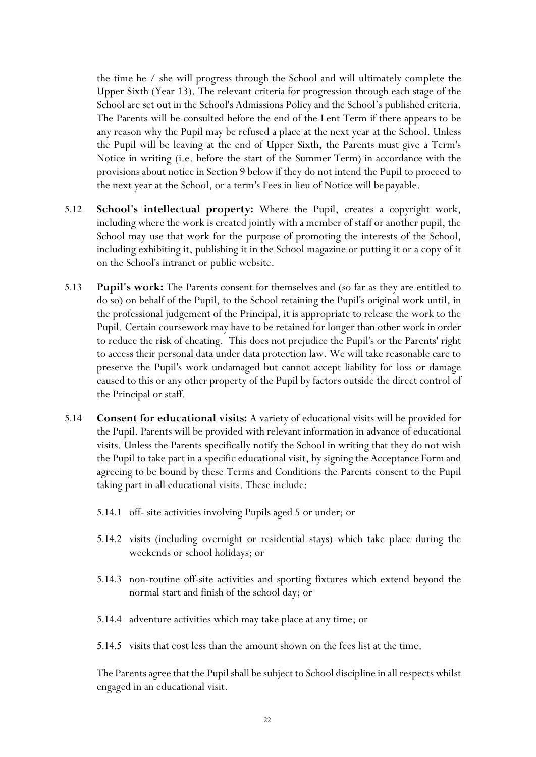the time he / she will progress through the School and will ultimately complete the Upper Sixth (Year 13). The relevant criteria for progression through each stage of the School are set out in the School's Admissions Policy and the School's published criteria. The Parents will be consulted before the end of the Lent Term if there appears to be any reason why the Pupil may be refused a place at the next year at the School. Unless the Pupil will be leaving at the end of Upper Sixth, the Parents must give a Term's Notice in writing (i.e. before the start of the Summer Term) in accordance with the provisions about notice in Section 9 below if they do not intend the Pupil to proceed to the next year at the School, or a term's Fees in lieu of Notice will be payable.

5.12 **School's intellectual property:** Where the Pupil, creates a copyright work, including where the work is created jointly with a member of staff or another pupil, the School may use that work for the purpose of promoting the interests of the School, including exhibiting it, publishing it in the School magazine or putting it or a copy of it on the School's intranet or public website.

5.13 **Pupil's work:** The Parents consent for themselves and (so far as they are entitled to do so) on behalf of the Pupil, to the School retaining the Pupil's original work until, in the professional judgement of the Principal, it is appropriate to release the work to the Pupil. Certain coursework may have to be retained for longer than other work in order to reduce the risk of cheating. This does not prejudice the Pupil's or the Parents' right to access their personal data under data protection law. We will take reasonable care to preserve the Pupil's work undamaged but cannot accept liability for loss or damage caused to this or any other property of the Pupil by factors outside the direct control of the Principal or staff.

5.14 **Consent for educational visits:** A variety of educational visits will be provided for the Pupil. Parents will be provided with relevant information in advance of educational visits. Unless the Parents specifically notify the School in writing that they do not wish the Pupil to take part in a specific educational visit, by signing the Acceptance Form and agreeing to be bound by these Terms and Conditions the Parents consent to the Pupil taking part in all educational visits. These include:

5.14.1 off- site activities involving Pupils aged 5 or under; or

5.14.2 visits (including overnight or residential stays) which take place during the weekends or school holidays; or

5.14.3 non-routine off-site activities and sporting fixtures which extend beyond the normal start and finish of the school day; or

5.14.4 adventure activities which may take place at any time; or

5.14.5 visits that cost less than the amount shown on the fees list at the time.

The Parents agree that the Pupil shall be subject to School discipline in all respects whilst engaged in an educational visit.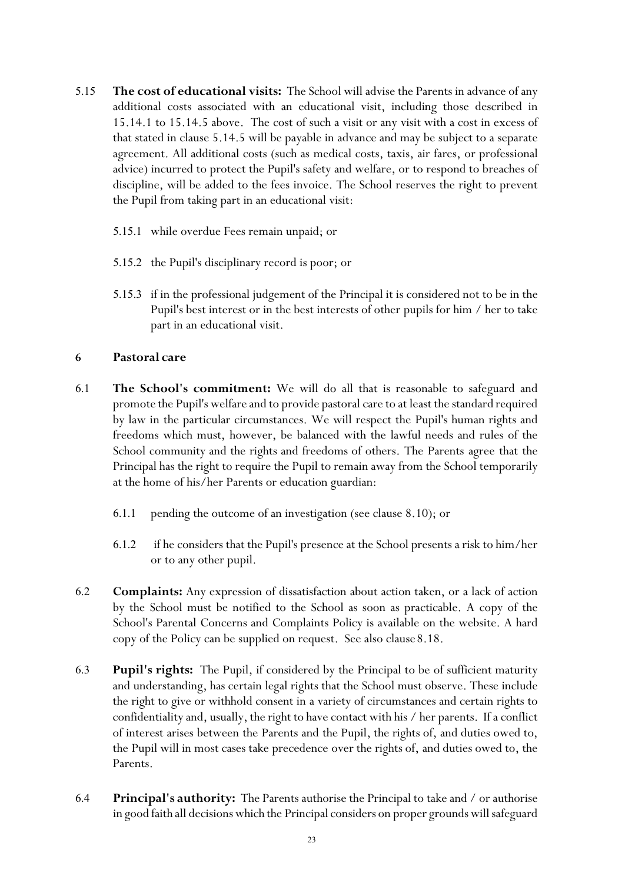5.15 **The cost of educational visits:** The School will advise the Parents in advance of any additional costs associated with an educational visit, including those described in 15.14.1 to 15.14.5 above. The cost of such a visit or any visit with a cost in excess of that stated in clause 5.14.5 will be payable in advance and may be subject to a separate agreement. All additional costs (such as medical costs, taxis, air fares, or professional advice) incurred to protect the Pupil's safety and welfare, or to respond to breaches of discipline, will be added to the fees invoice. The School reserves the right to prevent the Pupil from taking part in an educational visit:

5.15.1 while overdue Fees remain unpaid; or

5.15.2 the Pupil's disciplinary record is poor; or

5.15.3 if in the professional judgement of the Principal it is considered not to be in the Pupil's best interest or in the best interests of other pupils for him / her to take part in an educational visit.

## 6 Pastoral care

6.1 **The School's commitment:** We will do all that is reasonable to safeguard and promote the Pupil's welfare and to provide pastoral care to at least the standard required by law in the particular circumstances. We will respect the Pupil's human rights and freedoms which must, however, be balanced with the lawful needs and rules of the School community and the rights and freedoms of others. The Parents agree that the Principal has the right to require the Pupil to remain away from the School temporarily at the home of his/her Parents or education guardian:

6.1.1 pending the outcome of an investigation (see clause 8.10); or

6.1.2 if he considers that the Pupil's presence at the School presents a risk to him/her or to any other pupil.

6.2 **Complaints:** Any expression of dissatisfaction about action taken, or a lack of action by the School must be notified to the School as soon as practicable. A copy of the School's Parental Concerns and Complaints Policy is available on the website. A hard copy of the Policy can be supplied on request. See also clause 8.18.

6.3 **Pupil's rights:** The Pupil, if considered by the Principal to be of sufficient maturity and understanding, has certain legal rights that the School must observe. These include the right to give or withhold consent in a variety of circumstances and certain rights to confidentiality and, usually, the right to have contact with his / her parents. If a conflict of interest arises between the Parents and the Pupil, the rights of, and duties owed to, the Pupil will in most cases take precedence over the rights of, and duties owed to, the Parents.

6.4 **Principal's authority:** The Parents authorise the Principal to take and / or authorise in good faith all decisions which the Principal considers on proper grounds will safeguard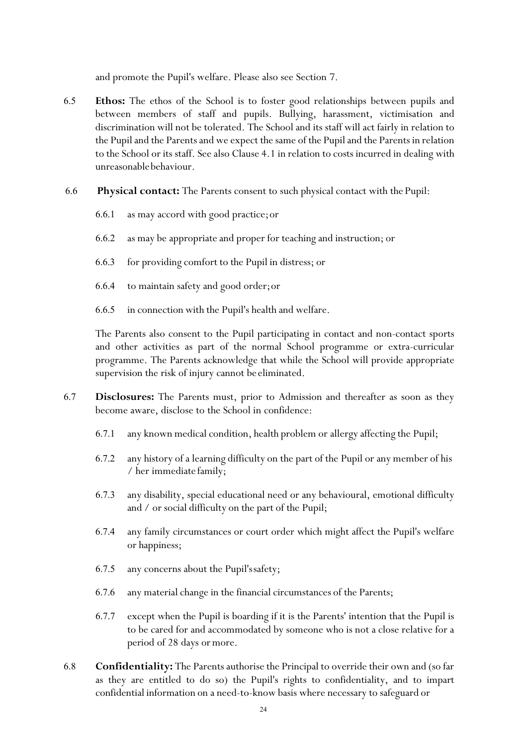and promote the Pupil's welfare. Please also see Section 7.

6.5 **Ethos:** The ethos of the School is to foster good relationships between pupils and between members of staff and pupils. Bullying, harassment, victimisation and discrimination will not be tolerated. The School and its staff will act fairly in relation to the Pupil and the Parents and we expect the same of the Pupil and the Parents in relation to the School or its staff. See also Clause 4.1 in relation to costs incurred in dealing with unreasonable behaviour.

6.6 **Physical contact:** The Parents consent to such physical contact with the Pupil:

- 6.6.1 as may accord with good practice; or
- 6.6.2 as may be appropriate and proper for teaching and instruction; or
- 6.6.3 for providing comfort to the Pupil in distress; or
- 6.6.4 to maintain safety and good order; or
- 6.6.5 in connection with the Pupil's health and welfare.

The Parents also consent to the Pupil participating in contact and non-contact sports and other activities as part of the normal School programme or extra-curricular programme. The Parents acknowledge that while the School will provide appropriate supervision the risk of injury cannot be eliminated.

6.7 **Disclosures:** The Parents must, prior to Admission and thereafter as soon as they become aware, disclose to the School in confidence:

- 6.7.1 any known medical condition, health problem or allergy affecting the Pupil;
- 6.7.2 any history of a learning difficulty on the part of the Pupil or any member of his / her immediate family;
- 6.7.3 any disability, special educational need or any behavioural, emotional difficulty and / or social difficulty on the part of the Pupil;
- 6.7.4 any family circumstances or court order which might affect the Pupil's welfare or happiness;
- 6.7.5 any concerns about the Pupil's safety;
- 6.7.6 any material change in the financial circumstances of the Parents;
- 6.7.7 except when the Pupil is boarding if it is the Parents' intention that the Pupil is to be cared for and accommodated by someone who is not a close relative for a period of 28 days or more.

6.8 **Confidentiality:** The Parents authorise the Principal to override their own and (so far as they are entitled to do so) the Pupil's rights to confidentiality, and to impart confidential information on a need-to-know basis where necessary to safeguard or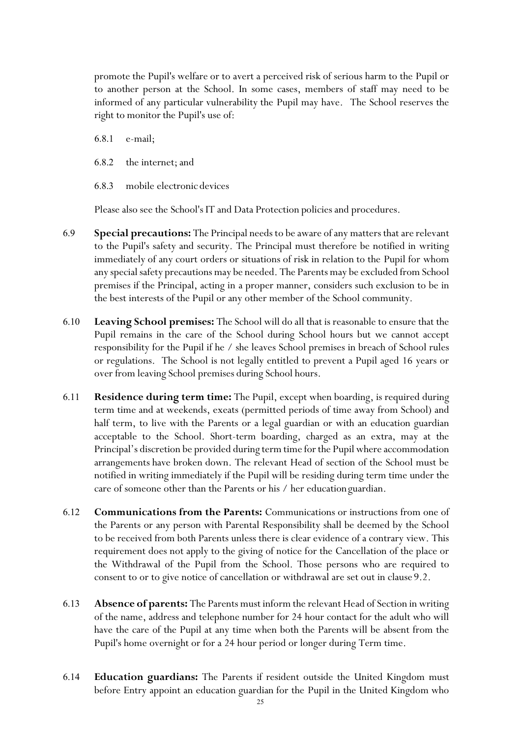promote the Pupil's welfare or to avert a perceived risk of serious harm to the Pupil or to another person at the School. In some cases, members of staff may need to be informed of any particular vulnerability the Pupil may have. The School reserves the right to monitor the Pupil's use of:

6.8.1 e-mail;

6.8.2 the internet; and

6.8.3 mobile electronic devices

Please also see the School's IT and Data Protection policies and procedures.

6.9 **Special precautions:** The Principal needs to be aware of any matters that are relevant to the Pupil's safety and security. The Principal must therefore be notified in writing immediately of any court orders or situations of risk in relation to the Pupil for whom any special safety precautions may be needed. The Parents may be excluded from School premises if the Principal, acting in a proper manner, considers such exclusion to be in the best interests of the Pupil or any other member of the School community.

6.10 **Leaving School premises:** The School will do all that is reasonable to ensure that the Pupil remains in the care of the School during School hours but we cannot accept responsibility for the Pupil if he / she leaves School premises in breach of School rules or regulations. The School is not legally entitled to prevent a Pupil aged 16 years or over from leaving School premises during School hours.

6.11 **Residence during term time:** The Pupil, except when boarding, is required during term time and at weekends, exeats (permitted periods of time away from School) and half term, to live with the Parents or a legal guardian or with an education guardian acceptable to the School. Short-term boarding, charged as an extra, may at the Principal's discretion be provided during term time for the Pupil where accommodation arrangements have broken down. The relevant Head of section of the School must be notified in writing immediately if the Pupil will be residing during term time under the care of someone other than the Parents or his / her education guardian.

6.12 **Communications from the Parents:** Communications or instructions from one of the Parents or any person with Parental Responsibility shall be deemed by the School to be received from both Parents unless there is clear evidence of a contrary view. This requirement does not apply to the giving of notice for the Cancellation of the place or the Withdrawal of the Pupil from the School. Those persons who are required to consent to or to give notice of cancellation or withdrawal are set out in clause 9.2.

6.13 **Absence of parents:** The Parents must inform the relevant Head of Section in writing of the name, address and telephone number for 24 hour contact for the adult who will have the care of the Pupil at any time when both the Parents will be absent from the Pupil's home overnight or for a 24 hour period or longer during Term time.

6.14 **Education guardians:** The Parents if resident outside the United Kingdom must before Entry appoint an education guardian for the Pupil in the United Kingdom who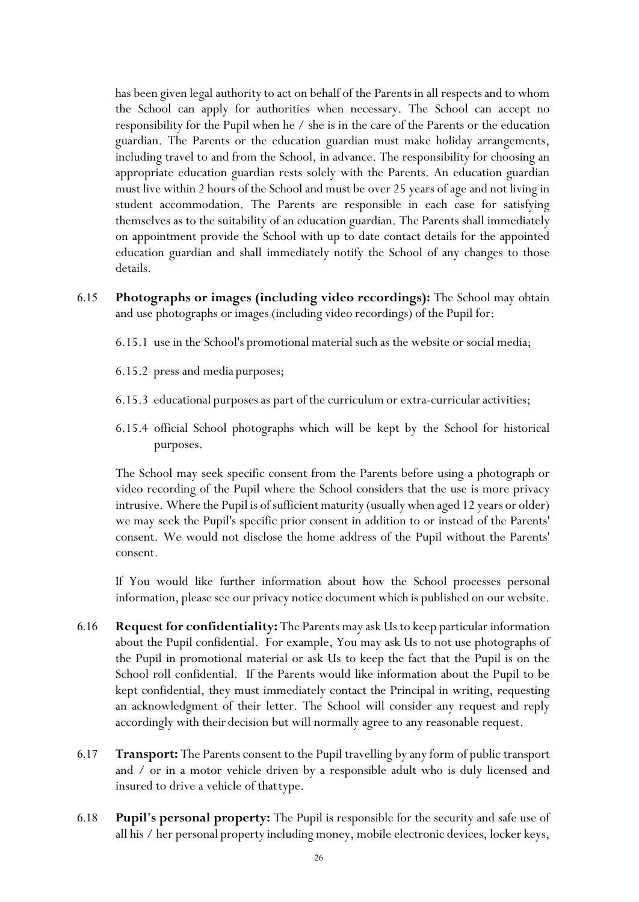has been given legal authority to act on behalf of the Parents in all respects and to whom the School can apply for authorities when necessary. The School can accept no responsibility for the Pupil when he / she is in the care of the Parents or the education guardian. The Parents or the education guardian must make holiday arrangements, including travel to and from the School, in advance. The responsibility for choosing an appropriate education guardian rests solely with the Parents. An education guardian must live within 2 hours of the School and must be over 25 years of age and not living in student accommodation. The Parents are responsible in each case for satisfying themselves as to the suitability of an education guardian. The Parents shall immediately on appointment provide the School with up to date contact details for the appointed education guardian and shall immediately notify the School of any changes to those details.

6.15 **Photographs or images (including video recordings):** The School may obtain and use photographs or images (including video recordings) of the Pupil for:

6.15.1 use in the School's promotional material such as the website or social media;

6.15.2 press and media purposes;

6.15.3 educational purposes as part of the curriculum or extra-curricular activities;

6.15.4 official School photographs which will be kept by the School for historical purposes.

The School may seek specific consent from the Parents before using a photograph or video recording of the Pupil where the School considers that the use is more privacy intrusive. Where the Pupil is of sufficient maturity (usually when aged 12 years or older) we may seek the Pupil's specific prior consent in addition to or instead of the Parents' consent. We would not disclose the home address of the Pupil without the Parents' consent.

If You would like further information about how the School processes personal information, please see our privacy notice document which is published on our website.

6.16 **Request for confidentiality:** The Parents may ask Us to keep particular information about the Pupil confidential. For example, You may ask Us to not use photographs of the Pupil in promotional material or ask Us to keep the fact that the Pupil is on the School roll confidential. If the Parents would like information about the Pupil to be kept confidential, they must immediately contact the Principal in writing, requesting an acknowledgment of their letter. The School will consider any request and reply accordingly with their decision but will normally agree to any reasonable request.

6.17 **Transport:** The Parents consent to the Pupil travelling by any form of public transport and / or in a motor vehicle driven by a responsible adult who is duly licensed and insured to drive a vehicle of that type.

6.18 **Pupil's personal property:** The Pupil is responsible for the security and safe use of all his / her personal property including money, mobile electronic devices, locker keys,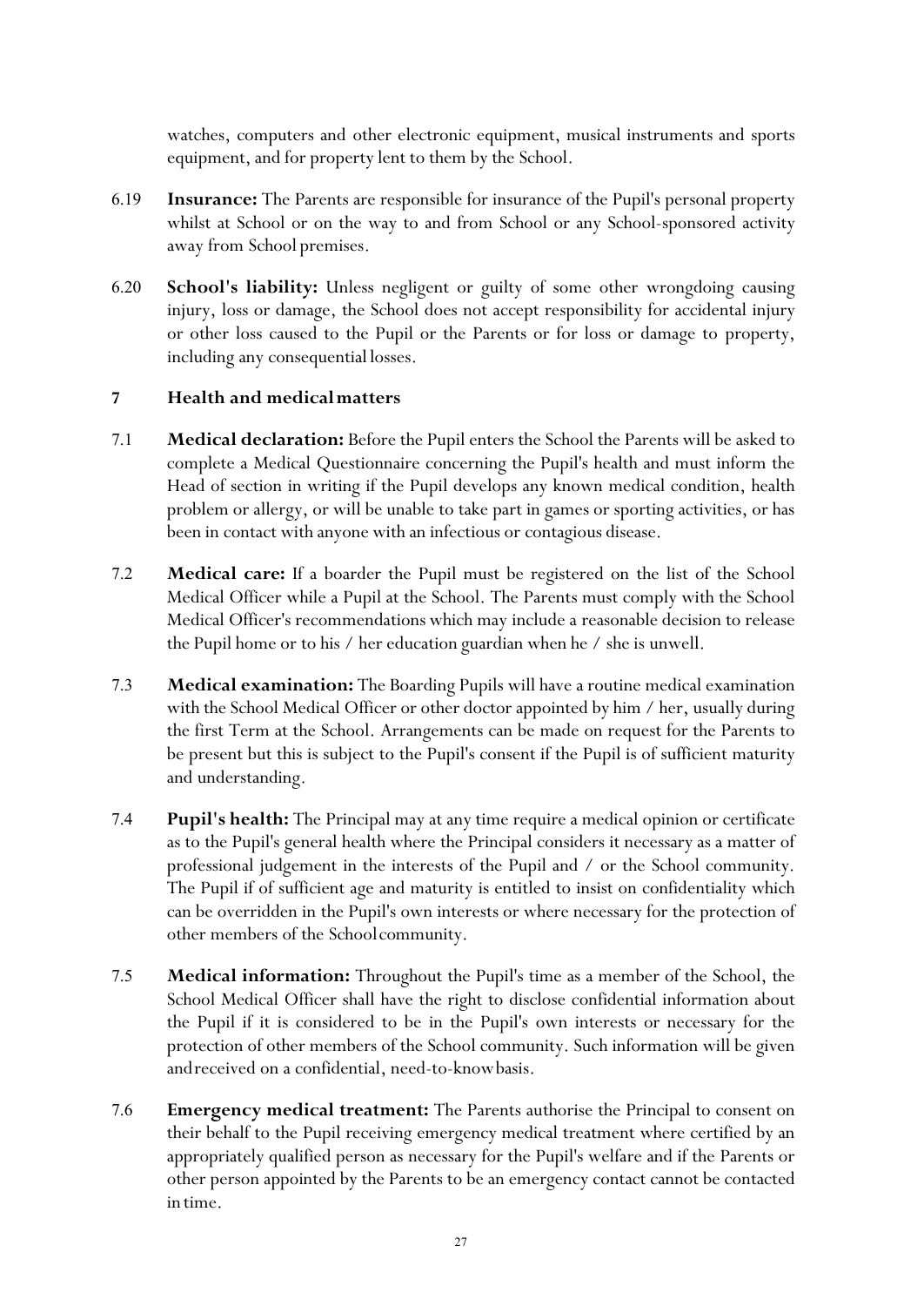watches, computers and other electronic equipment, musical instruments and sports equipment, and for property lent to them by the School.

6.19 **Insurance:** The Parents are responsible for insurance of the Pupil's personal property whilst at School or on the way to and from School or any School-sponsored activity away from School premises.

6.20 **School's liability:** Unless negligent or guilty of some other wrongdoing causing injury, loss or damage, the School does not accept responsibility for accidental injury or other loss caused to the Pupil or the Parents or for loss or damage to property, including any consequential losses.

## 7 Health and medical matters

7.1 **Medical declaration:** Before the Pupil enters the School the Parents will be asked to complete a Medical Questionnaire concerning the Pupil's health and must inform the Head of section in writing if the Pupil develops any known medical condition, health problem or allergy, or will be unable to take part in games or sporting activities, or has been in contact with anyone with an infectious or contagious disease.

7.2 **Medical care:** If a boarder the Pupil must be registered on the list of the School Medical Officer while a Pupil at the School. The Parents must comply with the School Medical Officer's recommendations which may include a reasonable decision to release the Pupil home or to his / her education guardian when he / she is unwell.

7.3 **Medical examination:** The Boarding Pupils will have a routine medical examination with the School Medical Officer or other doctor appointed by him / her, usually during the first Term at the School. Arrangements can be made on request for the Parents to be present but this is subject to the Pupil's consent if the Pupil is of sufficient maturity and understanding.

7.4 **Pupil's health:** The Principal may at any time require a medical opinion or certificate as to the Pupil's general health where the Principal considers it necessary as a matter of professional judgement in the interests of the Pupil and / or the School community. The Pupil if of sufficient age and maturity is entitled to insist on confidentiality which can be overridden in the Pupil's own interests or where necessary for the protection of other members of the School community.

7.5 **Medical information:** Throughout the Pupil's time as a member of the School, the School Medical Officer shall have the right to disclose confidential information about the Pupil if it is considered to be in the Pupil's own interests or necessary for the protection of other members of the School community. Such information will be given and received on a confidential, need-to-know basis.

7.6 **Emergency medical treatment:** The Parents authorise the Principal to consent on their behalf to the Pupil receiving emergency medical treatment where certified by an appropriately qualified person as necessary for the Pupil's welfare and if the Parents or other person appointed by the Parents to be an emergency contact cannot be contacted in time.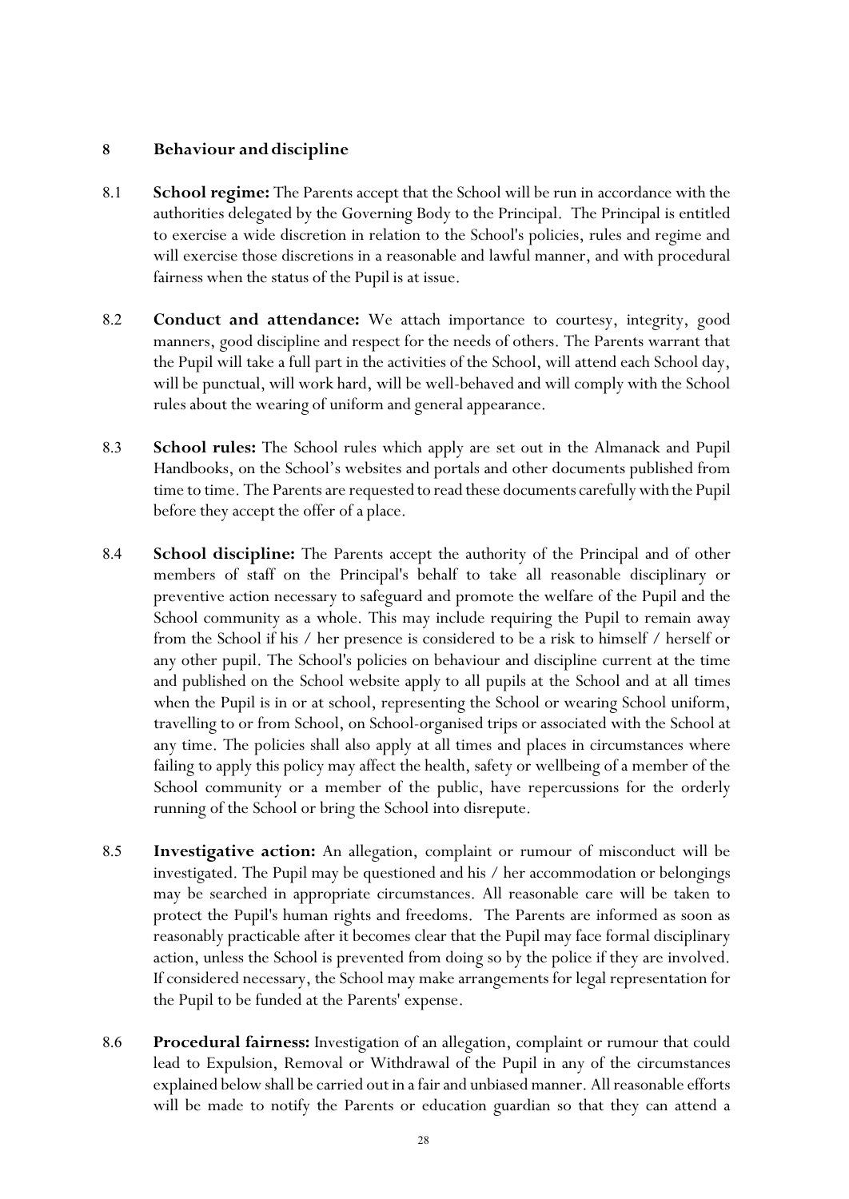## 8 Behaviour and discipline

8.1 **School regime:** The Parents accept that the School will be run in accordance with the authorities delegated by the Governing Body to the Principal. The Principal is entitled to exercise a wide discretion in relation to the School's policies, rules and regime and will exercise those discretions in a reasonable and lawful manner, and with procedural fairness when the status of the Pupil is at issue.

8.2 **Conduct and attendance:** We attach importance to courtesy, integrity, good manners, good discipline and respect for the needs of others. The Parents warrant that the Pupil will take a full part in the activities of the School, will attend each School day, will be punctual, will work hard, will be well-behaved and will comply with the School rules about the wearing of uniform and general appearance.

8.3 **School rules:** The School rules which apply are set out in the Almanack and Pupil Handbooks, on the School's websites and portals and other documents published from time to time. The Parents are requested to read these documents carefully with the Pupil before they accept the offer of a place.

8.4 **School discipline:** The Parents accept the authority of the Principal and of other members of staff on the Principal's behalf to take all reasonable disciplinary or preventive action necessary to safeguard and promote the welfare of the Pupil and the School community as a whole. This may include requiring the Pupil to remain away from the School if his / her presence is considered to be a risk to himself / herself or any other pupil. The School's policies on behaviour and discipline current at the time and published on the School website apply to all pupils at the School and at all times when the Pupil is in or at school, representing the School or wearing School uniform, travelling to or from School, on School-organised trips or associated with the School at any time. The policies shall also apply at all times and places in circumstances where failing to apply this policy may affect the health, safety or wellbeing of a member of the School community or a member of the public, have repercussions for the orderly running of the School or bring the School into disrepute.

8.5 **Investigative action:** An allegation, complaint or rumour of misconduct will be investigated. The Pupil may be questioned and his / her accommodation or belongings may be searched in appropriate circumstances. All reasonable care will be taken to protect the Pupil's human rights and freedoms. The Parents are informed as soon as reasonably practicable after it becomes clear that the Pupil may face formal disciplinary action, unless the School is prevented from doing so by the police if they are involved. If considered necessary, the School may make arrangements for legal representation for the Pupil to be funded at the Parents' expense.

8.6 **Procedural fairness:** Investigation of an allegation, complaint or rumour that could lead to Expulsion, Removal or Withdrawal of the Pupil in any of the circumstances explained below shall be carried out in a fair and unbiased manner. All reasonable efforts will be made to notify the Parents or education guardian so that they can attend a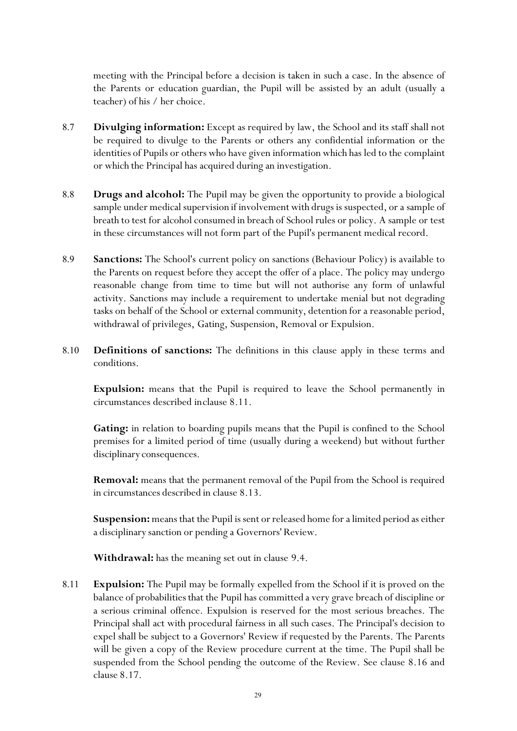meeting with the Principal before a decision is taken in such a case. In the absence of the Parents or education guardian, the Pupil will be assisted by an adult (usually a teacher) of his / her choice.

8.7 **Divulging information:** Except as required by law, the School and its staff shall not be required to divulge to the Parents or others any confidential information or the identities of Pupils or others who have given information which has led to the complaint or which the Principal has acquired during an investigation.

8.8 **Drugs and alcohol:** The Pupil may be given the opportunity to provide a biological sample under medical supervision if involvement with drugs is suspected, or a sample of breath to test for alcohol consumed in breach of School rules or policy. A sample or test in these circumstances will not form part of the Pupil's permanent medical record.

8.9 **Sanctions:** The School's current policy on sanctions (Behaviour Policy) is available to the Parents on request before they accept the offer of a place. The policy may undergo reasonable change from time to time but will not authorise any form of unlawful activity. Sanctions may include a requirement to undertake menial but not degrading tasks on behalf of the School or external community, detention for a reasonable period, withdrawal of privileges, Gating, Suspension, Removal or Expulsion.

8.10 **Definitions of sanctions:** The definitions in this clause apply in these terms and conditions.

**Expulsion:** means that the Pupil is required to leave the School permanently in circumstances described inclause 8.11.

**Gating:** in relation to boarding pupils means that the Pupil is confined to the School premises for a limited period of time (usually during a weekend) but without further disciplinary consequences.

**Removal:** means that the permanent removal of the Pupil from the School is required in circumstances described in clause 8.13.

**Suspension:** means that the Pupil is sent or released home for a limited period as either a disciplinary sanction or pending a Governors' Review.

**Withdrawal:** has the meaning set out in clause 9.4.

8.11 **Expulsion:** The Pupil may be formally expelled from the School if it is proved on the balance of probabilities that the Pupil has committed a very grave breach of discipline or a serious criminal offence. Expulsion is reserved for the most serious breaches. The Principal shall act with procedural fairness in all such cases. The Principal's decision to expel shall be subject to a Governors' Review if requested by the Parents. The Parents will be given a copy of the Review procedure current at the time. The Pupil shall be suspended from the School pending the outcome of the Review. See clause 8.16 and clause 8.17.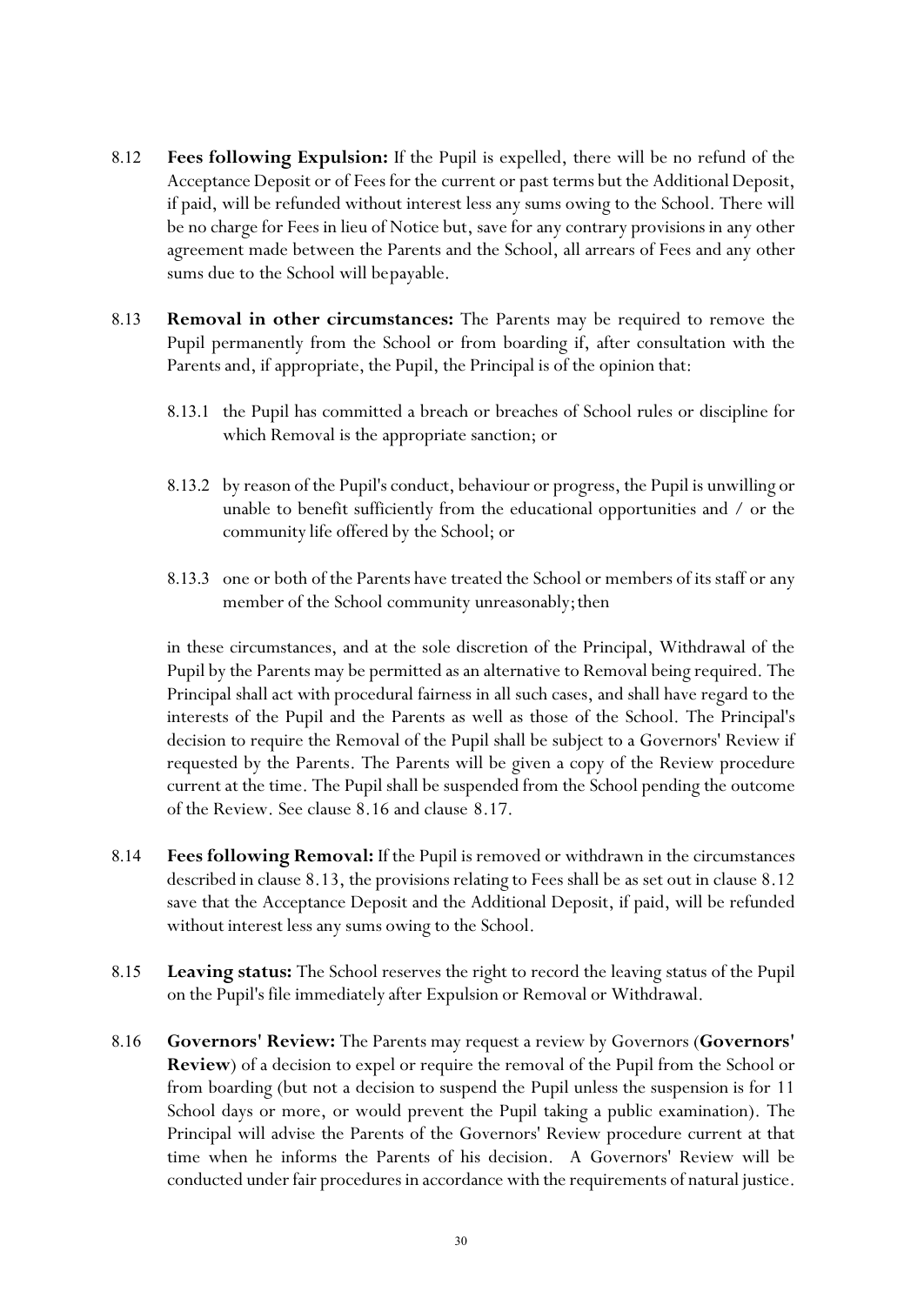8.12 **Fees following Expulsion:** If the Pupil is expelled, there will be no refund of the Acceptance Deposit or of Fees for the current or past terms but the Additional Deposit, if paid, will be refunded without interest less any sums owing to the School. There will be no charge for Fees in lieu of Notice but, save for any contrary provisions in any other agreement made between the Parents and the School, all arrears of Fees and any other sums due to the School will bepayable.

8.13 **Removal in other circumstances:** The Parents may be required to remove the Pupil permanently from the School or from boarding if, after consultation with the Parents and, if appropriate, the Pupil, the Principal is of the opinion that:

8.13.1 the Pupil has committed a breach or breaches of School rules or discipline for which Removal is the appropriate sanction; or

8.13.2 by reason of the Pupil's conduct, behaviour or progress, the Pupil is unwilling or unable to benefit sufficiently from the educational opportunities and / or the community life offered by the School; or

8.13.3 one or both of the Parents have treated the School or members of its staff or any member of the School community unreasonably; then

in these circumstances, and at the sole discretion of the Principal, Withdrawal of the Pupil by the Parents may be permitted as an alternative to Removal being required. The Principal shall act with procedural fairness in all such cases, and shall have regard to the interests of the Pupil and the Parents as well as those of the School. The Principal's decision to require the Removal of the Pupil shall be subject to a Governors' Review if requested by the Parents. The Parents will be given a copy of the Review procedure current at the time. The Pupil shall be suspended from the School pending the outcome of the Review. See clause 8.16 and clause 8.17.

8.14 **Fees following Removal:** If the Pupil is removed or withdrawn in the circumstances described in clause 8.13, the provisions relating to Fees shall be as set out in clause 8.12 save that the Acceptance Deposit and the Additional Deposit, if paid, will be refunded without interest less any sums owing to the School.

8.15 **Leaving status:** The School reserves the right to record the leaving status of the Pupil on the Pupil's file immediately after Expulsion or Removal or Withdrawal.

8.16 **Governors' Review:** The Parents may request a review by Governors (**Governors' Review**) of a decision to expel or require the removal of the Pupil from the School or from boarding (but not a decision to suspend the Pupil unless the suspension is for 11 School days or more, or would prevent the Pupil taking a public examination). The Principal will advise the Parents of the Governors' Review procedure current at that time when he informs the Parents of his decision. A Governors' Review will be conducted under fair procedures in accordance with the requirements of natural justice.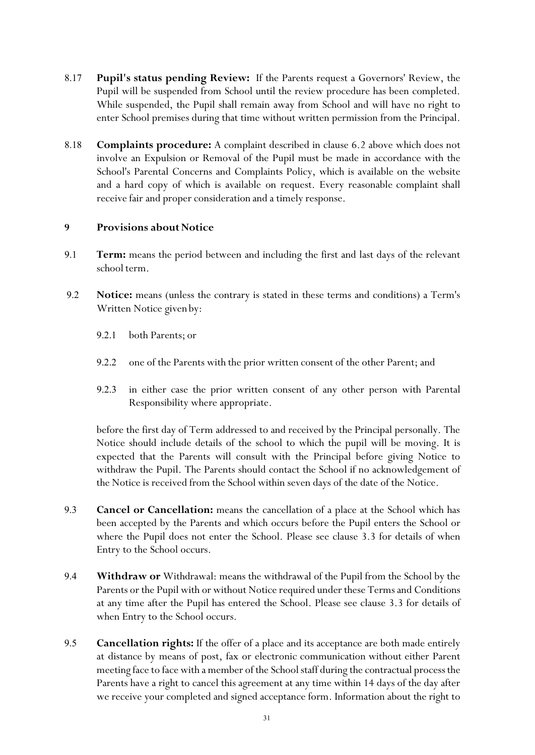8.17 **Pupil's status pending Review:** If the Parents request a Governors' Review, the Pupil will be suspended from School until the review procedure has been completed. While suspended, the Pupil shall remain away from School and will have no right to enter School premises during that time without written permission from the Principal.

8.18 **Complaints procedure:** A complaint described in clause 6.2 above which does not involve an Expulsion or Removal of the Pupil must be made in accordance with the School's Parental Concerns and Complaints Policy, which is available on the website and a hard copy of which is available on request. Every reasonable complaint shall receive fair and proper consideration and a timely response.

## 9 Provisions about Notice

9.1 **Term:** means the period between and including the first and last days of the relevant school term.

9.2 **Notice:** means (unless the contrary is stated in these terms and conditions) a Term's Written Notice given by:

9.2.1 both Parents; or

9.2.2 one of the Parents with the prior written consent of the other Parent; and

9.2.3 in either case the prior written consent of any other person with Parental Responsibility where appropriate.

before the first day of Term addressed to and received by the Principal personally. The Notice should include details of the school to which the pupil will be moving. It is expected that the Parents will consult with the Principal before giving Notice to withdraw the Pupil. The Parents should contact the School if no acknowledgement of the Notice is received from the School within seven days of the date of the Notice.

9.3 **Cancel or Cancellation:** means the cancellation of a place at the School which has been accepted by the Parents and which occurs before the Pupil enters the School or where the Pupil does not enter the School. Please see clause 3.3 for details of when Entry to the School occurs.

9.4 **Withdraw or** Withdrawal: means the withdrawal of the Pupil from the School by the Parents or the Pupil with or without Notice required under these Terms and Conditions at any time after the Pupil has entered the School. Please see clause 3.3 for details of when Entry to the School occurs.

9.5 **Cancellation rights:** If the offer of a place and its acceptance are both made entirely at distance by means of post, fax or electronic communication without either Parent meeting face to face with a member of the School staff during the contractual process the Parents have a right to cancel this agreement at any time within 14 days of the day after we receive your completed and signed acceptance form. Information about the right to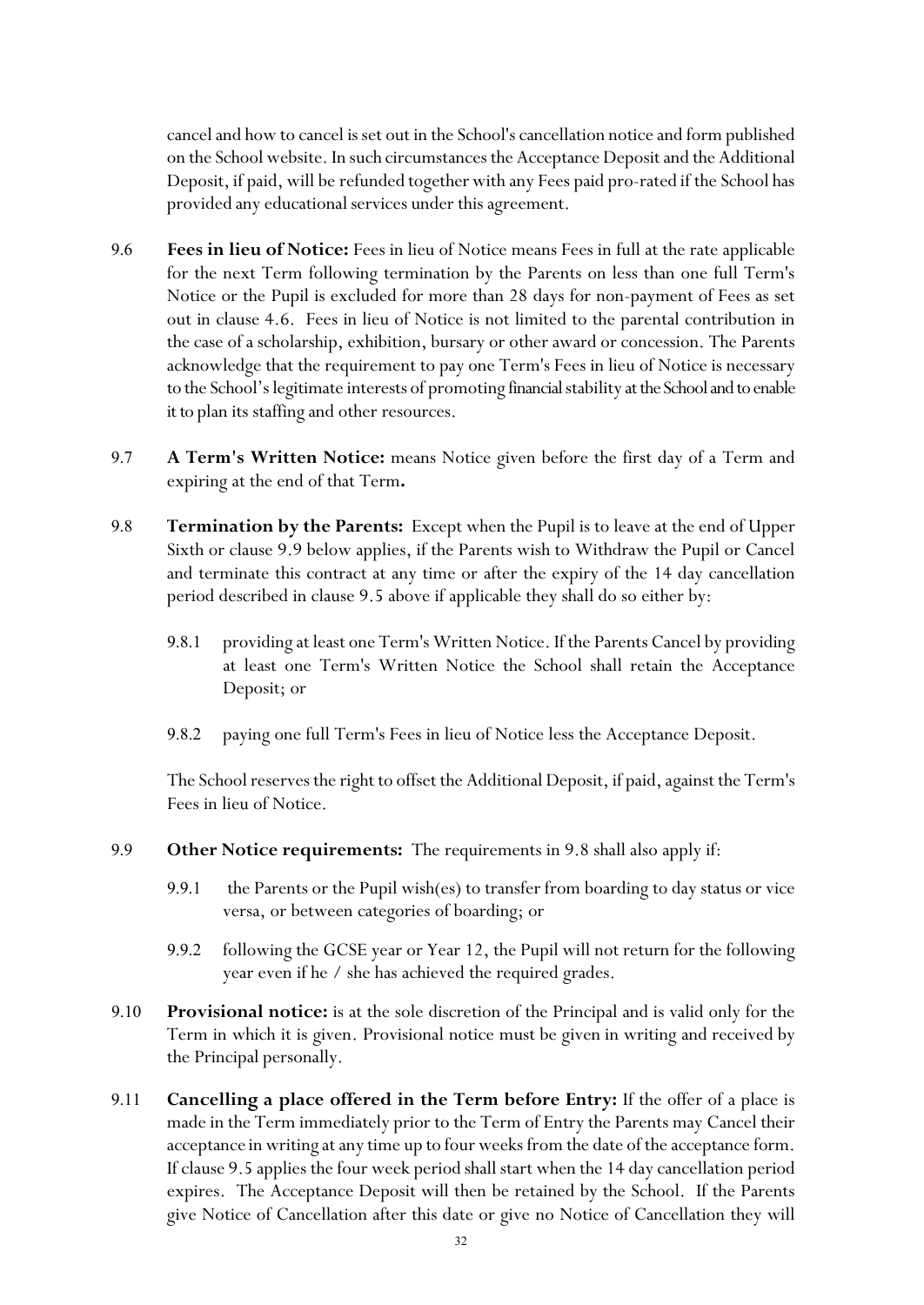cancel and how to cancel is set out in the School's cancellation notice and form published on the School website. In such circumstances the Acceptance Deposit and the Additional Deposit, if paid, will be refunded together with any Fees paid pro-rated if the School has provided any educational services under this agreement.

9.6 **Fees in lieu of Notice:** Fees in lieu of Notice means Fees in full at the rate applicable for the next Term following termination by the Parents on less than one full Term's Notice or the Pupil is excluded for more than 28 days for non-payment of Fees as set out in clause 4.6. Fees in lieu of Notice is not limited to the parental contribution in the case of a scholarship, exhibition, bursary or other award or concession. The Parents acknowledge that the requirement to pay one Term's Fees in lieu of Notice is necessary to the School's legitimate interests of promoting financial stability at the School and to enable it to plan its staffing and other resources.

9.7 **A Term's Written Notice:** means Notice given before the first day of a Term and expiring at the end of that Term**.**

9.8 **Termination by the Parents:** Except when the Pupil is to leave at the end of Upper Sixth or clause 9.9 below applies, if the Parents wish to Withdraw the Pupil or Cancel and terminate this contract at any time or after the expiry of the 14 day cancellation period described in clause 9.5 above if applicable they shall do so either by:

9.8.1 providing at least one Term's Written Notice. If the Parents Cancel by providing at least one Term's Written Notice the School shall retain the Acceptance Deposit; or

9.8.2 paying one full Term's Fees in lieu of Notice less the Acceptance Deposit.

The School reserves the right to offset the Additional Deposit, if paid, against the Term's Fees in lieu of Notice.

9.9 **Other Notice requirements:** The requirements in 9.8 shall also apply if:

9.9.1 the Parents or the Pupil wish(es) to transfer from boarding to day status or vice versa, or between categories of boarding; or

9.9.2 following the GCSE year or Year 12, the Pupil will not return for the following year even if he / she has achieved the required grades.

9.10 **Provisional notice:** is at the sole discretion of the Principal and is valid only for the Term in which it is given. Provisional notice must be given in writing and received by the Principal personally.

9.11 **Cancelling a place offered in the Term before Entry:** If the offer of a place is made in the Term immediately prior to the Term of Entry the Parents may Cancel their acceptance in writing at any time up to four weeks from the date of the acceptance form. If clause 9.5 applies the four week period shall start when the 14 day cancellation period expires. The Acceptance Deposit will then be retained by the School. If the Parents give Notice of Cancellation after this date or give no Notice of Cancellation they will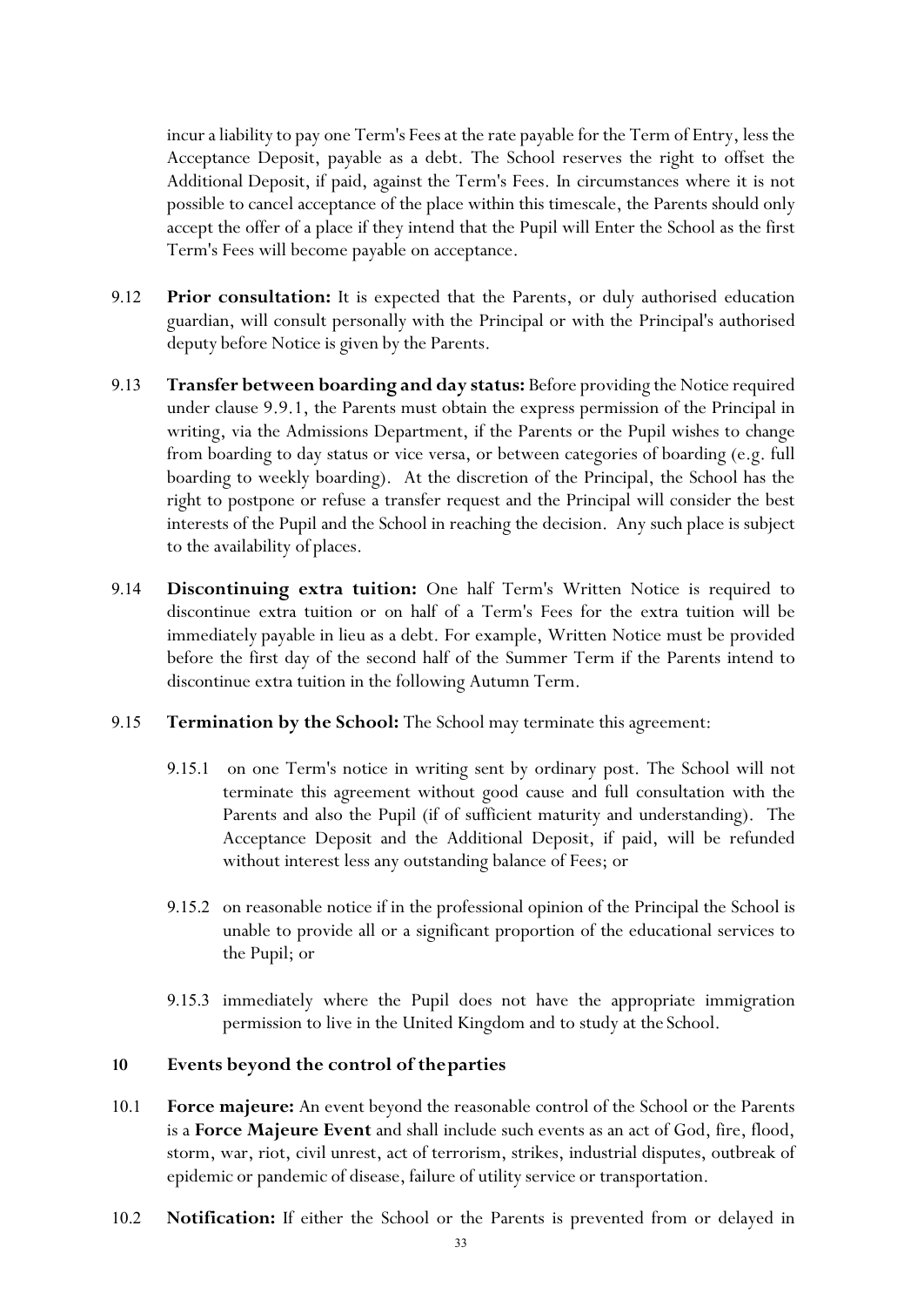incur a liability to pay one Term's Fees at the rate payable for the Term of Entry, less the Acceptance Deposit, payable as a debt. The School reserves the right to offset the Additional Deposit, if paid, against the Term's Fees. In circumstances where it is not possible to cancel acceptance of the place within this timescale, the Parents should only accept the offer of a place if they intend that the Pupil will Enter the School as the first Term's Fees will become payable on acceptance.

9.12 **Prior consultation:** It is expected that the Parents, or duly authorised education guardian, will consult personally with the Principal or with the Principal's authorised deputy before Notice is given by the Parents.

9.13 **Transfer between boarding and day status:** Before providing the Notice required under clause 9.9.1, the Parents must obtain the express permission of the Principal in writing, via the Admissions Department, if the Parents or the Pupil wishes to change from boarding to day status or vice versa, or between categories of boarding (e.g. full boarding to weekly boarding). At the discretion of the Principal, the School has the right to postpone or refuse a transfer request and the Principal will consider the best interests of the Pupil and the School in reaching the decision. Any such place is subject to the availability of places.

9.14 **Discontinuing extra tuition:** One half Term's Written Notice is required to discontinue extra tuition or on half of a Term's Fees for the extra tuition will be immediately payable in lieu as a debt. For example, Written Notice must be provided before the first day of the second half of the Summer Term if the Parents intend to discontinue extra tuition in the following Autumn Term.

9.15 **Termination by the School:** The School may terminate this agreement:

9.15.1 on one Term's notice in writing sent by ordinary post. The School will not terminate this agreement without good cause and full consultation with the Parents and also the Pupil (if of sufficient maturity and understanding). The Acceptance Deposit and the Additional Deposit, if paid, will be refunded without interest less any outstanding balance of Fees; or

9.15.2 on reasonable notice if in the professional opinion of the Principal the School is unable to provide all or a significant proportion of the educational services to the Pupil; or

9.15.3 immediately where the Pupil does not have the appropriate immigration permission to live in the United Kingdom and to study at the School.

## 10 Events beyond the control of the parties

10.1 **Force majeure:** An event beyond the reasonable control of the School or the Parents is a **Force Majeure Event** and shall include such events as an act of God, fire, flood, storm, war, riot, civil unrest, act of terrorism, strikes, industrial disputes, outbreak of epidemic or pandemic of disease, failure of utility service or transportation.

10.2 **Notification:** If either the School or the Parents is prevented from or delayed in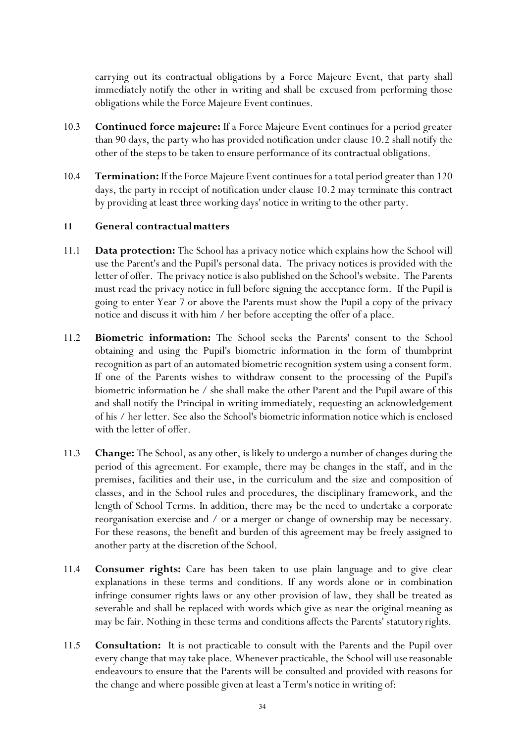carrying out its contractual obligations by a Force Majeure Event, that party shall immediately notify the other in writing and shall be excused from performing those obligations while the Force Majeure Event continues.

10.3 **Continued force majeure:** If a Force Majeure Event continues for a period greater than 90 days, the party who has provided notification under clause 10.2 shall notify the other of the steps to be taken to ensure performance of its contractual obligations.

10.4 **Termination:** If the Force Majeure Event continues for a total period greater than 120 days, the party in receipt of notification under clause 10.2 may terminate this contract by providing at least three working days' notice in writing to the other party.

## 11 General contractual matters

11.1 **Data protection:** The School has a privacy notice which explains how the School will use the Parent's and the Pupil's personal data. The privacy notices is provided with the letter of offer. The privacy notice is also published on the School's website. The Parents must read the privacy notice in full before signing the acceptance form. If the Pupil is going to enter Year 7 or above the Parents must show the Pupil a copy of the privacy notice and discuss it with him / her before accepting the offer of a place.

11.2 **Biometric information:** The School seeks the Parents' consent to the School obtaining and using the Pupil's biometric information in the form of thumbprint recognition as part of an automated biometric recognition system using a consent form. If one of the Parents wishes to withdraw consent to the processing of the Pupil's biometric information he / she shall make the other Parent and the Pupil aware of this and shall notify the Principal in writing immediately, requesting an acknowledgement of his / her letter. See also the School's biometric information notice which is enclosed with the letter of offer.

11.3 **Change:** The School, as any other, is likely to undergo a number of changes during the period of this agreement. For example, there may be changes in the staff, and in the premises, facilities and their use, in the curriculum and the size and composition of classes, and in the School rules and procedures, the disciplinary framework, and the length of School Terms. In addition, there may be the need to undertake a corporate reorganisation exercise and / or a merger or change of ownership may be necessary. For these reasons, the benefit and burden of this agreement may be freely assigned to another party at the discretion of the School.

11.4 **Consumer rights:** Care has been taken to use plain language and to give clear explanations in these terms and conditions. If any words alone or in combination infringe consumer rights laws or any other provision of law, they shall be treated as severable and shall be replaced with words which give as near the original meaning as may be fair. Nothing in these terms and conditions affects the Parents' statutory rights.

11.5 **Consultation:** It is not practicable to consult with the Parents and the Pupil over every change that may take place. Whenever practicable, the School will use reasonable endeavours to ensure that the Parents will be consulted and provided with reasons for the change and where possible given at least a Term's notice in writing of: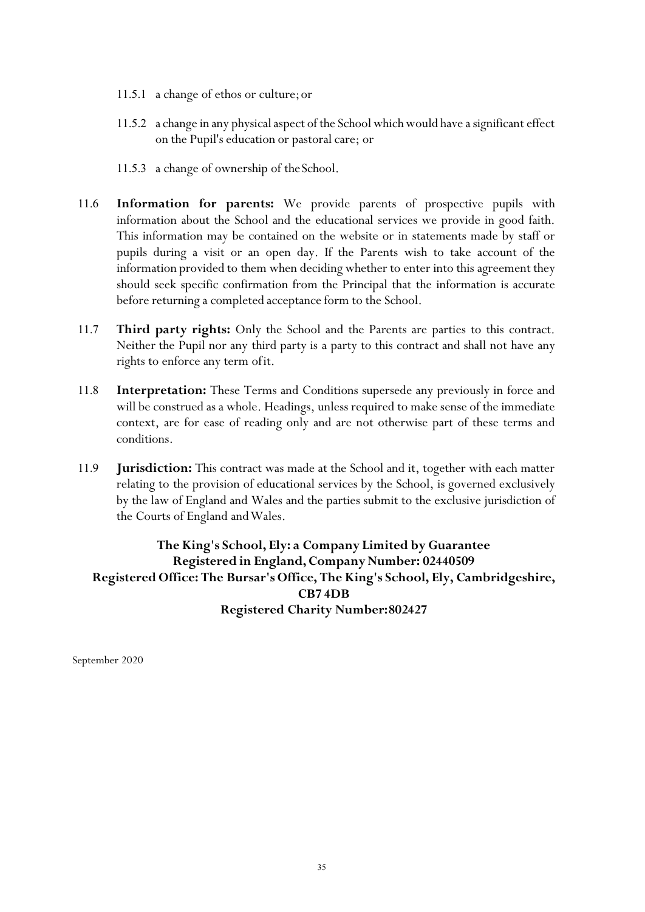11.5.1 a change of ethos or culture; or

11.5.2 a change in any physical aspect of the School which would have a significant effect on the Pupil's education or pastoral care; or

11.5.3 a change of ownership of the School.

11.6 **Information for parents:** We provide parents of prospective pupils with information about the School and the educational services we provide in good faith. This information may be contained on the website or in statements made by staff or pupils during a visit or an open day. If the Parents wish to take account of the information provided to them when deciding whether to enter into this agreement they should seek specific confirmation from the Principal that the information is accurate before returning a completed acceptance form to the School.

11.7 **Third party rights:** Only the School and the Parents are parties to this contract. Neither the Pupil nor any third party is a party to this contract and shall not have any rights to enforce any term of it.

11.8 **Interpretation:** These Terms and Conditions supersede any previously in force and will be construed as a whole. Headings, unless required to make sense of the immediate context, are for ease of reading only and are not otherwise part of these terms and conditions.

11.9 **Jurisdiction:** This contract was made at the School and it, together with each matter relating to the provision of educational services by the School, is governed exclusively by the law of England and Wales and the parties submit to the exclusive jurisdiction of the Courts of England and Wales.

**The King's School, Ely: a Company Limited by Guarantee**
**Registered in England, Company Number: 02440509**
**Registered Office: The Bursar's Office, The King's School, Ely, Cambridgeshire, CB7 4DB**
**Registered Charity Number: 802427**

September 2020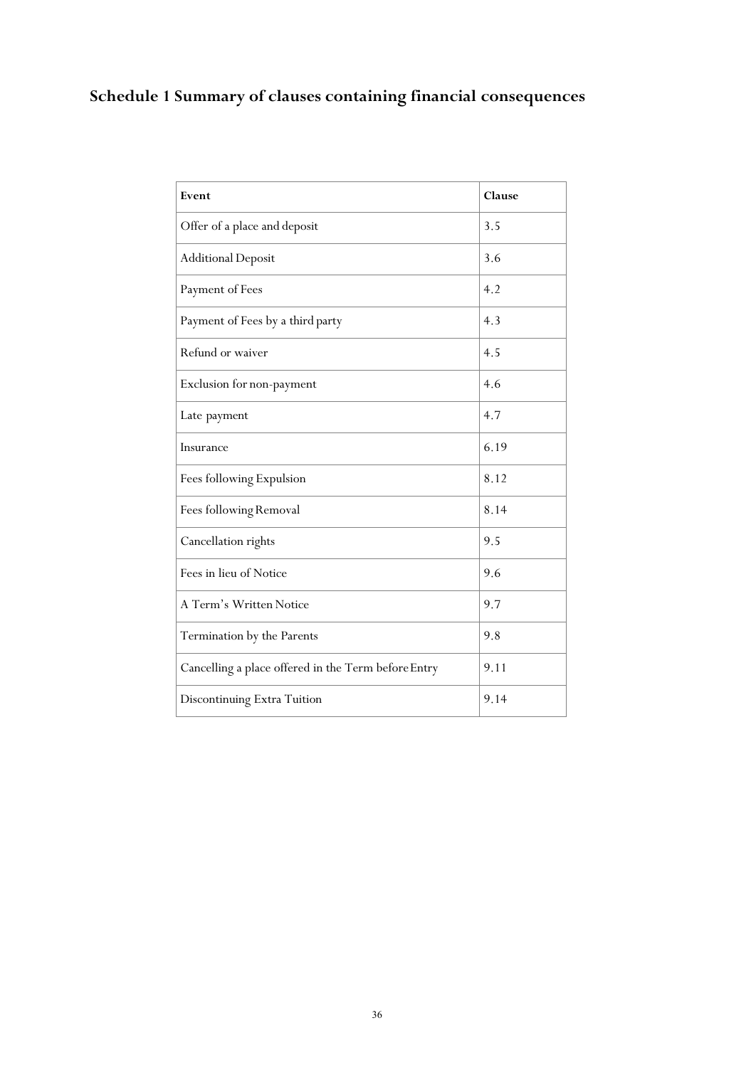## Schedule 1 Summary of clauses containing financial consequences

| **Event** | **Clause** |
|---|---|
| Offer of a place and deposit | 3.5 |
| Additional Deposit | 3.6 |
| Payment of Fees | 4.2 |
| Payment of Fees by a third party | 4.3 |
| Refund or waiver | 4.5 |
| Exclusion for non-payment | 4.6 |
| Late payment | 4.7 |
| Insurance | 6.19 |
| Fees following Expulsion | 8.12 |
| Fees following Removal | 8.14 |
| Cancellation rights | 9.5 |
| Fees in lieu of Notice | 9.6 |
| A Term's Written Notice | 9.7 |
| Termination by the Parents | 9.8 |
| Cancelling a place offered in the Term before Entry | 9.11 |
| Discontinuing Extra Tuition | 9.14 |